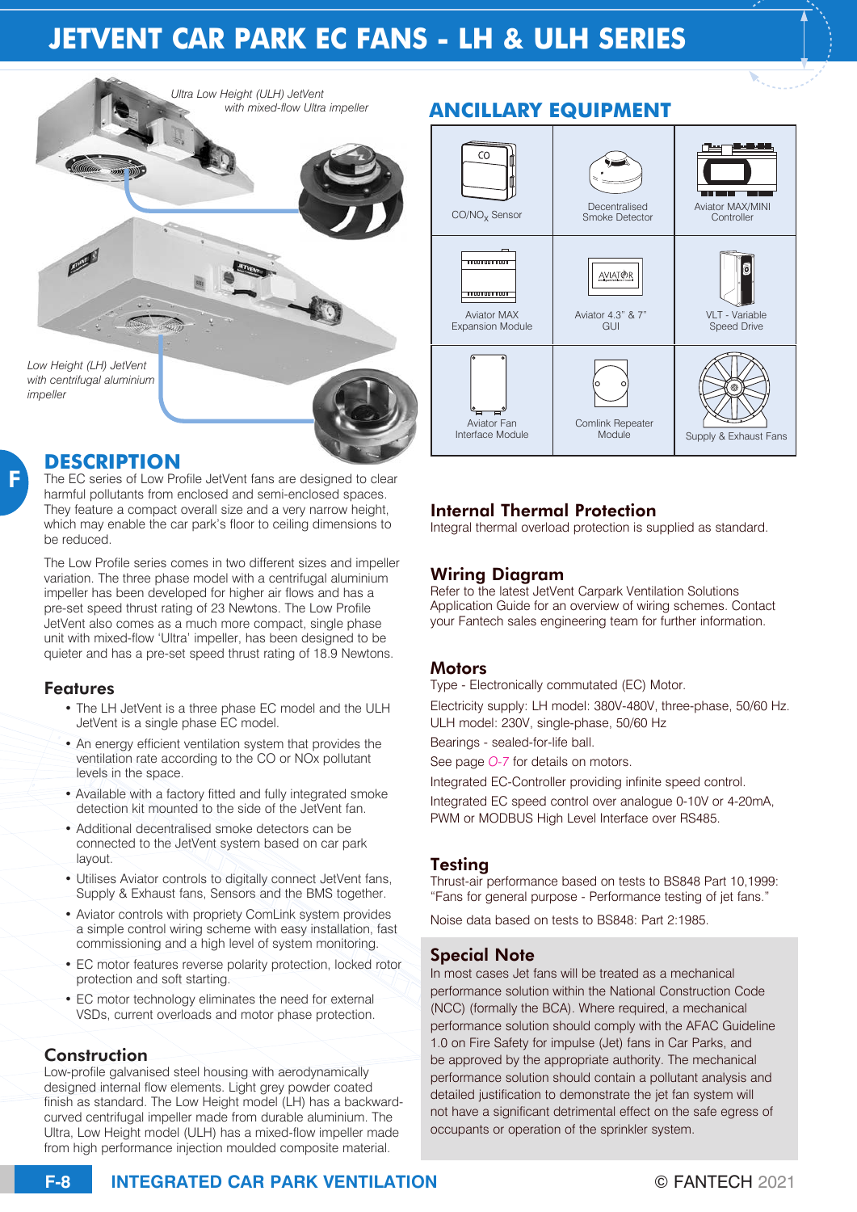# JETVENT CAR PARK EC FANS - LH & ULH SERIES

*Ultra Low Height (ULH) JetVent with mixed-flow Ultra impeller*

*Low Height (LH) JetVent with centrifugal aluminium impeller*

## DESCRIPTION

The EC series of Low Profile JetVent fans are designed to clear harmful pollutants from enclosed and semi-enclosed spaces. They feature a compact overall size and a very narrow height, which may enable the car park's floor to ceiling dimensions to be reduced.

The Low Profile series comes in two different sizes and impeller variation. The three phase model with a centrifugal aluminium impeller has been developed for higher air flows and has a pre-set speed thrust rating of 23 Newtons. The Low Profile JetVent also comes as a much more compact, single phase unit with mixed-flow 'Ultra' impeller, has been designed to be quieter and has a pre-set speed thrust rating of 18.9 Newtons.

### Features

- The LH JetVent is a three phase EC model and the ULH JetVent is a single phase EC model.
- An energy efficient ventilation system that provides the ventilation rate according to the CO or NOx pollutant levels in the space.
- Available with a factory fitted and fully integrated smoke detection kit mounted to the side of the JetVent fan.
- Additional decentralised smoke detectors can be connected to the JetVent system based on car park layout.
- Utilises Aviator controls to digitally connect JetVent fans, Supply & Exhaust fans, Sensors and the BMS together.
- Aviator controls with propriety ComLink system provides a simple control wiring scheme with easy installation, fast commissioning and a high level of system monitoring.
- EC motor features reverse polarity protection, locked rotor protection and soft starting.
- EC motor technology eliminates the need for external VSDs, current overloads and motor phase protection.

### Construction

Low-profile galvanised steel housing with aerodynamically designed internal flow elements. Light grey powder coated finish as standard. The Low Height model (LH) has a backward-curved centrifugal impeller made from durable aluminium. The Ultra, Low Height model (ULH) has a mixed-flow impeller made from high performance injection moulded composite material.

## ANCILLARY EQUIPMENT

| | | |
|---|---|---|
| $CO/NO_X$ Sensor | Decentralised Smoke Detector | Aviator MAX/MINI Controller |
| Aviator MAX Expansion Module | Aviator 4.3" & 7" GUI | VLT - Variable Speed Drive |
| Aviator Fan Interface Module | Comlink Repeater Module | Supply & Exhaust Fans |

### Internal Thermal Protection

Integral thermal overload protection is supplied as standard.

### Wiring Diagram

Refer to the latest JetVent Carpark Ventilation Solutions Application Guide for an overview of wiring schemes. Contact your Fantech sales engineering team for further information.

### Motors

Type - Electronically commutated (EC) Motor.

Electricity supply: LH model: 380V-480V, three-phase, 50/60 Hz. ULH model: 230V, single-phase, 50/60 Hz

Bearings - sealed-for-life ball.

See page *O-7* for details on motors.

Integrated EC-Controller providing infinite speed control.

Integrated EC speed control over analogue 0-10V or 4-20mA, PWM or MODBUS High Level Interface over RS485.

### Testing

Thrust-air performance based on tests to BS848 Part 10,1999: "Fans for general purpose - Performance testing of jet fans."

Noise data based on tests to BS848: Part 2:1985.

### Special Note

In most cases Jet fans will be treated as a mechanical performance solution within the National Construction Code (NCC) (formally the BCA). Where required, a mechanical performance solution should comply with the AFAC Guideline 1.0 on Fire Safety for impulse (Jet) fans in Car Parks, and be approved by the appropriate authority. The mechanical performance solution should contain a pollutant analysis and detailed justification to demonstrate the jet fan system will not have a significant detrimental effect on the safe egress of occupants or operation of the sprinkler system.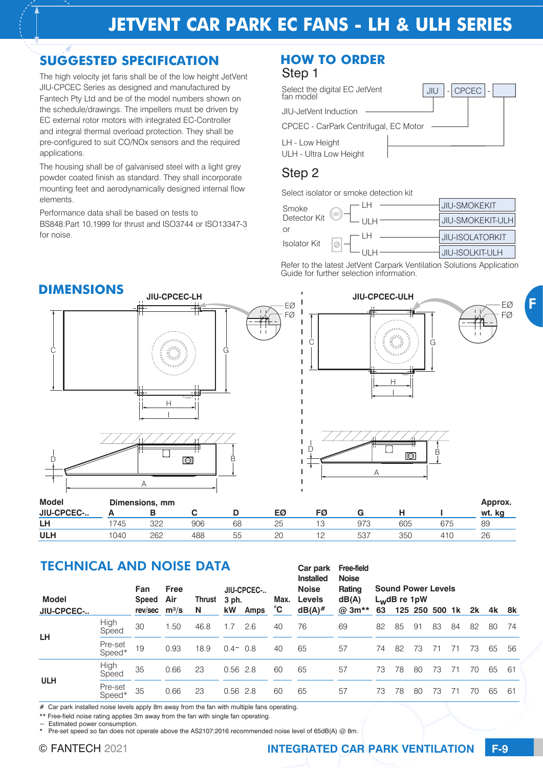# JETVENT CAR PARK EC FANS - LH & ULH SERIES

## SUGGESTED SPECIFICATION

The high velocity jet fans shall be of the low height JetVent JIU-CPCEC Series as designed and manufactured by Fantech Pty Ltd and be of the model numbers shown on the schedule/drawings. The impellers must be driven by EC external rotor motors with integrated EC-Controller and integral thermal overload protection. They shall be pre-configured to suit CO/NOx sensors and the required applications.

The housing shall be of galvanised steel with a light grey powder coated finish as standard. They shall incorporate mounting feet and aerodynamically designed internal flow elements.

Performance data shall be based on tests to BS848:Part 10,1999 for thrust and ISO3744 or ISO13347-3 for noise.

## HOW TO ORDER

### Step 1

Select the digital EC JetVent fan model — JIU - CPCEC - [ ]

JIU-JetVent Induction

CPCEC - CarPark Centrifugal, EC Motor

LH - Low Height
ULH - Ultra Low Height

### Step 2

Select isolator or smoke detection kit

Smoke Detector Kit
- LH — JIU-SMOKEKIT
- ULH — JIU-SMOKEKIT-ULH

or

Isolator Kit
- LH — JIU-ISOLATORKIT
- ULH — JIU-ISOLKIT-ULH

Refer to the latest JetVent Carpark Ventilation Solutions Application Guide for further selection information.

## DIMENSIONS

JIU-CPCEC-LH

JIU-CPCEC-ULH

| Model JIU-CPCEC-.. | Dimensions, mm A | B | C | D | EØ | FØ | G | H | I | Approx. wt. kg |
|---|---|---|---|---|---|---|---|---|---|---|
| **LH** | 1745 | 322 | 906 | 68 | 25 | 13 | 973 | 605 | 675 | 89 |
| **ULH** | 1040 | 262 | 488 | 55 | 20 | 12 | 537 | 350 | 410 | 26 |

## TECHNICAL AND NOISE DATA

| Model JIU-CPCEC-.. | | Fan Speed rev/sec | Free Air m³/s | Thrust N | JIU-CPCEC-.. 3 ph. kW | Amps | Max. °C | Car park Installed Noise Levels dB(A)# | Free-field Noise Rating dB(A) @ 3m** | Sound Power Levels $L_W$dB re 1pW 63 | 125 | 250 | 500 | 1k | 2k | 4k | 8k |
|---|---|---|---|---|---|---|---|---|---|---|---|---|---|---|---|---|---|
| **LH** | High Speed | 30 | 1.50 | 46.8 | 1.7 | 2.6 | 40 | 76 | 69 | 82 | 85 | 91 | 83 | 84 | 82 | 80 | 74 |
| | Pre-set Speed* | 19 | 0.93 | 18.9 | 0.4~ | 0.8 | 40 | 65 | 57 | 74 | 82 | 73 | 71 | 71 | 73 | 65 | 56 |
| **ULH** | High Speed | 35 | 0.66 | 23 | 0.56 | 2.8 | 60 | 65 | 57 | 73 | 78 | 80 | 73 | 71 | 70 | 65 | 61 |
| | Pre-set Speed* | 35 | 0.66 | 23 | 0.56 | 2.8 | 60 | 65 | 57 | 73 | 78 | 80 | 73 | 71 | 70 | 65 | 61 |

\# Car park installed noise levels apply 8m away from the fan with multiple fans operating.
** Free-field noise rating applies 3m away from the fan with single fan operating.
~ Estimated power consumption.
\* Pre-set speed so fan does not operate above the AS2107:2016 recommended noise level of 65dB(A) @ 8m.

© FANTECH 2021

INTEGRATED CAR PARK VENTILATION